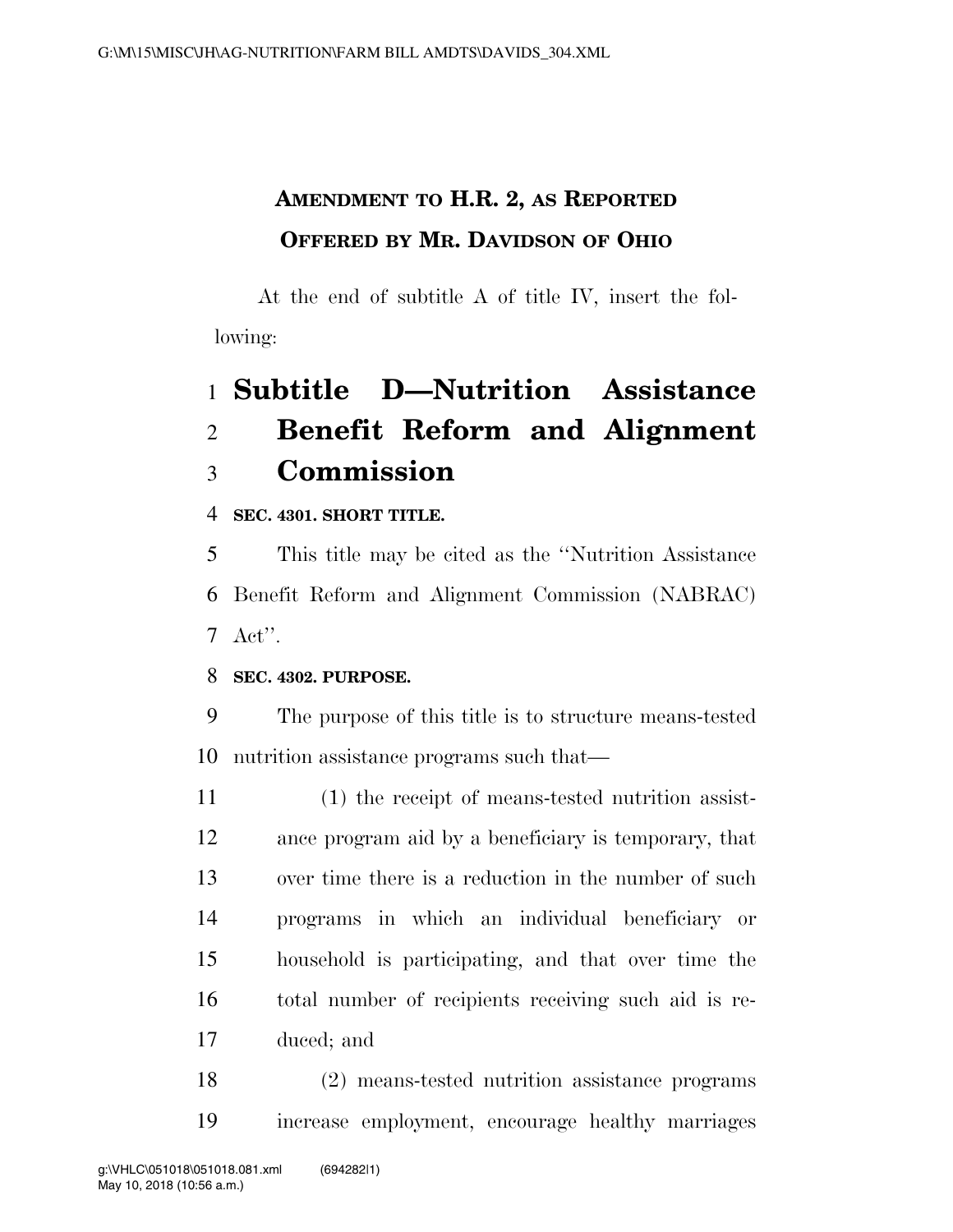**AMENDMENT TO H.R. 2, AS REPORTED**

**OFFERED BY MR. DAVIDSON OF OHIO**

At the end of subtitle A of title IV, insert the following:

# Subtitle D—Nutrition Assistance Benefit Reform and Alignment Commission

**SEC. 4301. SHORT TITLE.**

This title may be cited as the ''Nutrition Assistance Benefit Reform and Alignment Commission (NABRAC) Act''.

**SEC. 4302. PURPOSE.**

The purpose of this title is to structure means-tested nutrition assistance programs such that—

(1) the receipt of means-tested nutrition assistance program aid by a beneficiary is temporary, that over time there is a reduction in the number of such programs in which an individual beneficiary or household is participating, and that over time the total number of recipients receiving such aid is reduced; and

(2) means-tested nutrition assistance programs increase employment, encourage healthy marriages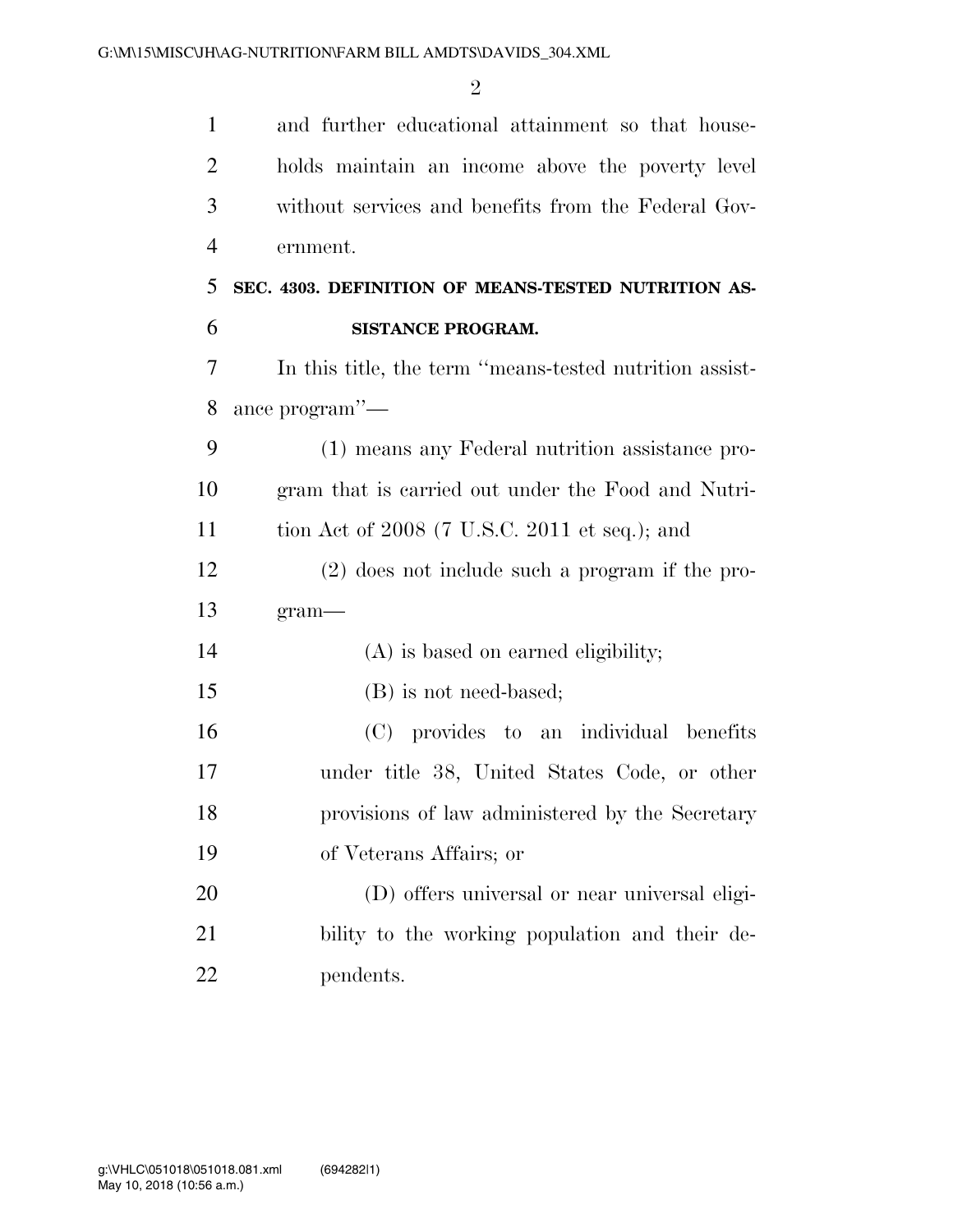and further educational attainment so that households maintain an income above the poverty level without services and benefits from the Federal Government.

**SEC. 4303. DEFINITION OF MEANS-TESTED NUTRITION ASSISTANCE PROGRAM.**

In this title, the term "means-tested nutrition assistance program"—

(1) means any Federal nutrition assistance program that is carried out under the Food and Nutrition Act of 2008 (7 U.S.C. 2011 et seq.); and

(2) does not include such a program if the program—

(A) is based on earned eligibility;

(B) is not need-based;

(C) provides to an individual benefits under title 38, United States Code, or other provisions of law administered by the Secretary of Veterans Affairs; or

(D) offers universal or near universal eligibility to the working population and their dependents.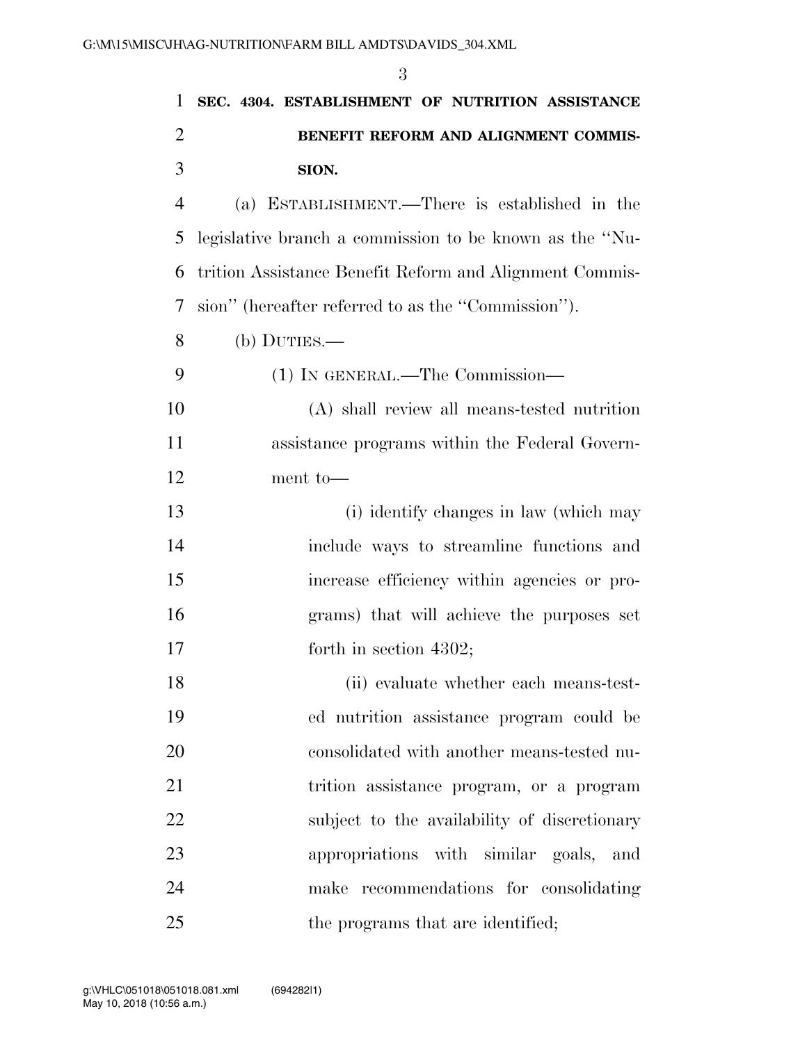**SEC. 4304. ESTABLISHMENT OF NUTRITION ASSISTANCE BENEFIT REFORM AND ALIGNMENT COMMISSION.**

(a) ESTABLISHMENT.—There is established in the legislative branch a commission to be known as the ''Nutrition Assistance Benefit Reform and Alignment Commission'' (hereafter referred to as the ''Commission'').

(b) DUTIES.—

(1) IN GENERAL.—The Commission—

(A) shall review all means-tested nutrition assistance programs within the Federal Government to—

(i) identify changes in law (which may include ways to streamline functions and increase efficiency within agencies or programs) that will achieve the purposes set forth in section 4302;

(ii) evaluate whether each means-tested nutrition assistance program could be consolidated with another means-tested nutrition assistance program, or a program subject to the availability of discretionary appropriations with similar goals, and make recommendations for consolidating the programs that are identified;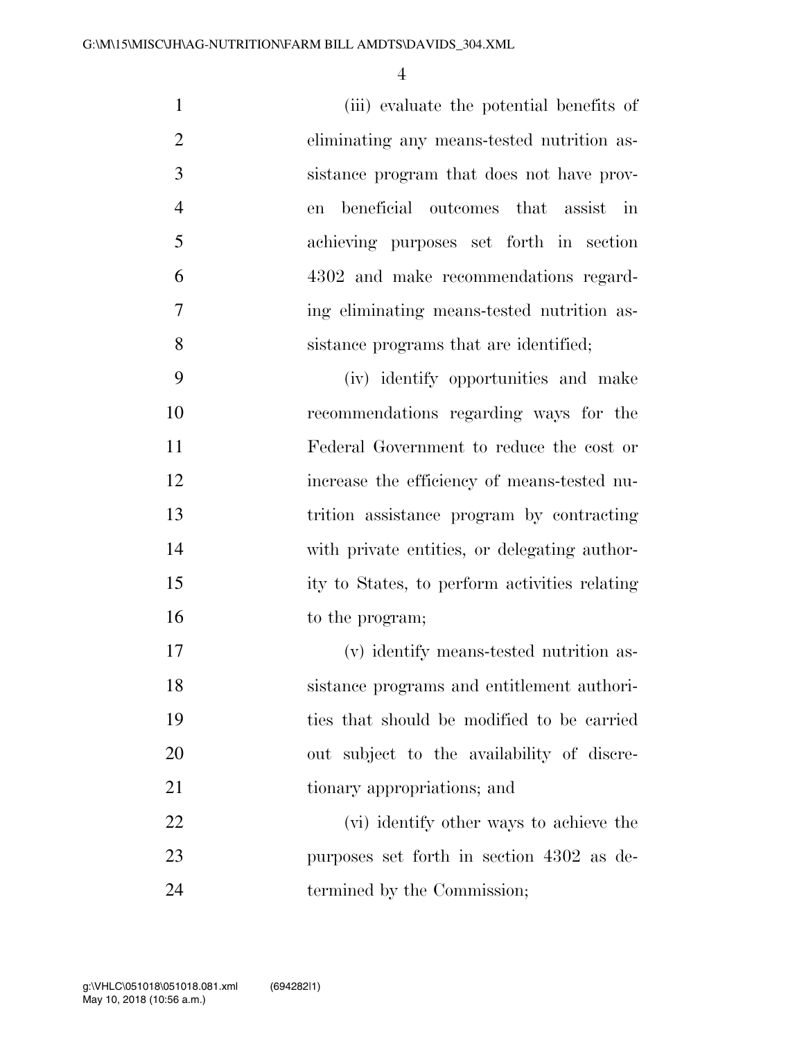(iii) evaluate the potential benefits of eliminating any means-tested nutrition assistance program that does not have proven beneficial outcomes that assist in achieving purposes set forth in section 4302 and make recommendations regarding eliminating means-tested nutrition assistance programs that are identified;

(iv) identify opportunities and make recommendations regarding ways for the Federal Government to reduce the cost or increase the efficiency of means-tested nutrition assistance program by contracting with private entities, or delegating authority to States, to perform activities relating to the program;

(v) identify means-tested nutrition assistance programs and entitlement authorities that should be modified to be carried out subject to the availability of discretionary appropriations; and

(vi) identify other ways to achieve the purposes set forth in section 4302 as determined by the Commission;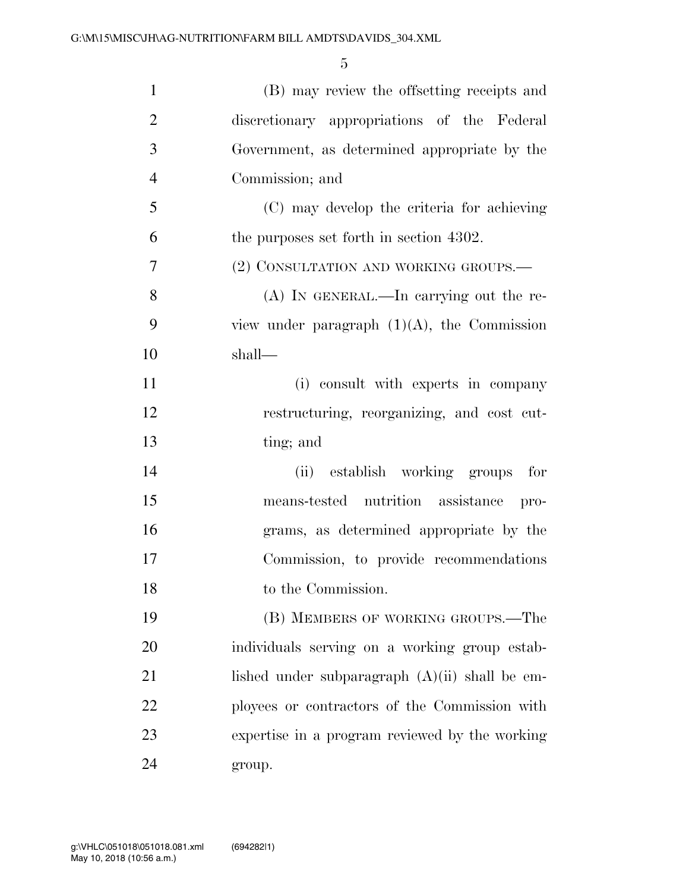(B) may review the offsetting receipts and discretionary appropriations of the Federal Government, as determined appropriate by the Commission; and

(C) may develop the criteria for achieving the purposes set forth in section 4302.

(2) CONSULTATION AND WORKING GROUPS.—

(A) IN GENERAL.—In carrying out the review under paragraph (1)(A), the Commission shall—

(i) consult with experts in company restructuring, reorganizing, and cost cutting; and

(ii) establish working groups for means-tested nutrition assistance programs, as determined appropriate by the Commission, to provide recommendations to the Commission.

(B) MEMBERS OF WORKING GROUPS.—The individuals serving on a working group established under subparagraph (A)(ii) shall be employees or contractors of the Commission with expertise in a program reviewed by the working group.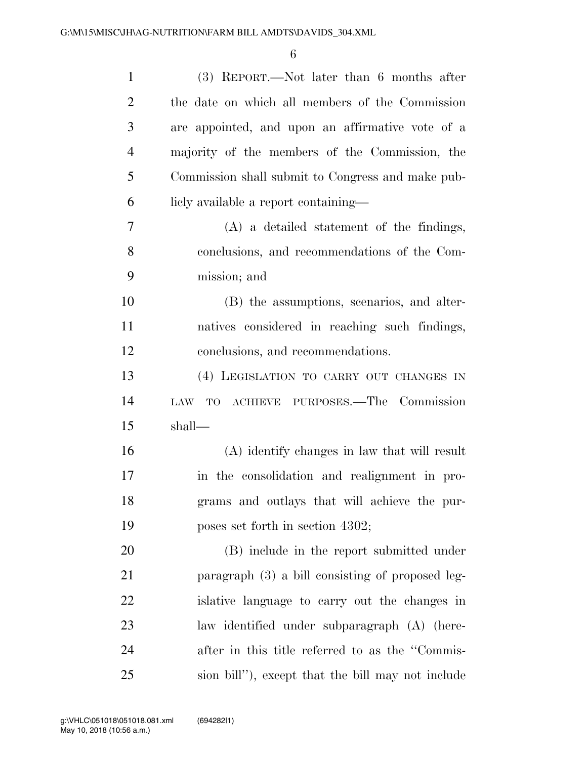(3) REPORT.—Not later than 6 months after the date on which all members of the Commission are appointed, and upon an affirmative vote of a majority of the members of the Commission, the Commission shall submit to Congress and make publicly available a report containing—

(A) a detailed statement of the findings, conclusions, and recommendations of the Commission; and

(B) the assumptions, scenarios, and alternatives considered in reaching such findings, conclusions, and recommendations.

(4) LEGISLATION TO CARRY OUT CHANGES IN LAW TO ACHIEVE PURPOSES.—The Commission shall—

(A) identify changes in law that will result in the consolidation and realignment in programs and outlays that will achieve the purposes set forth in section 4302;

(B) include in the report submitted under paragraph (3) a bill consisting of proposed legislative language to carry out the changes in law identified under subparagraph (A) (hereafter in this title referred to as the "Commission bill"), except that the bill may not include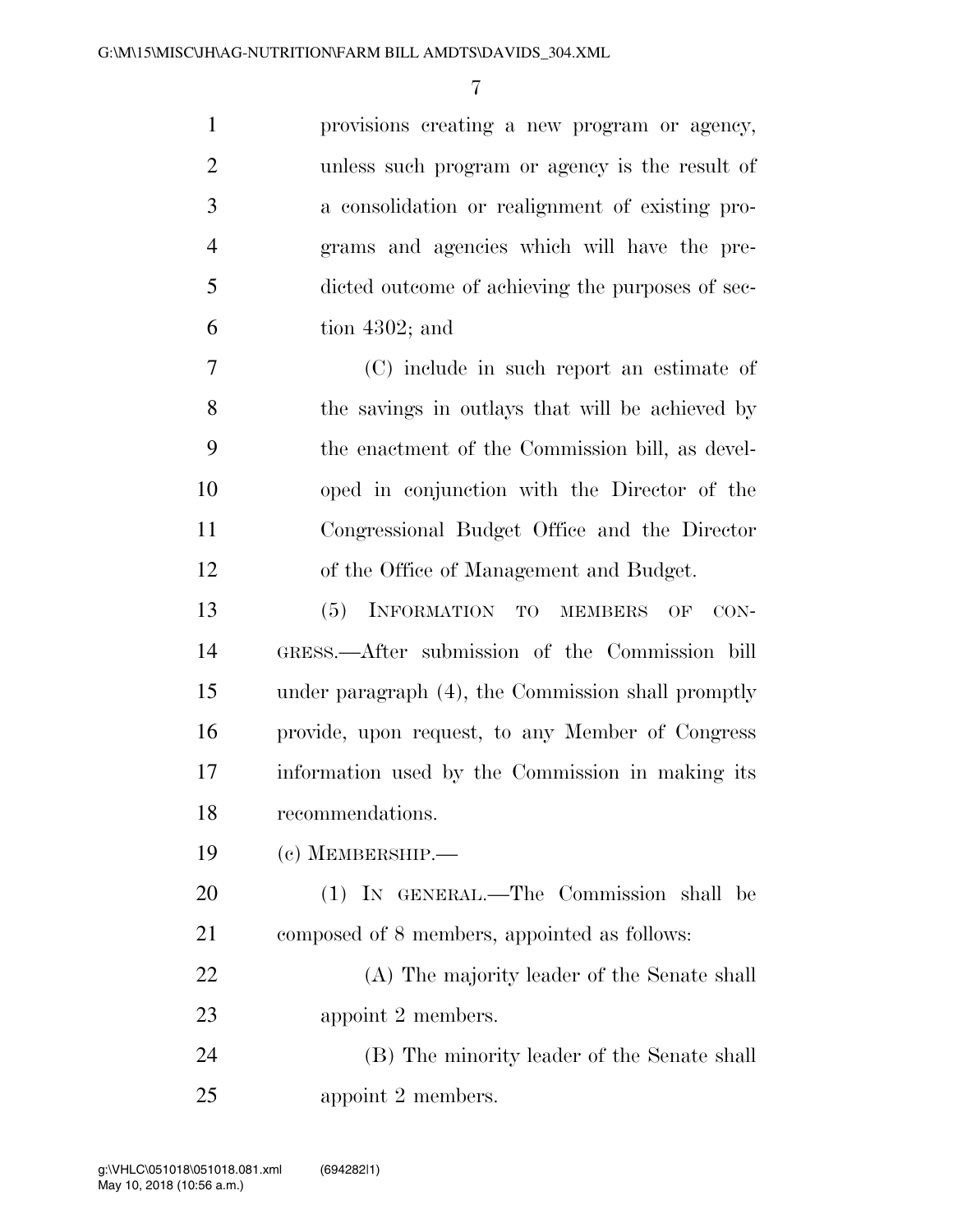provisions creating a new program or agency, unless such program or agency is the result of a consolidation or realignment of existing programs and agencies which will have the predicted outcome of achieving the purposes of section 4302; and

(C) include in such report an estimate of the savings in outlays that will be achieved by the enactment of the Commission bill, as developed in conjunction with the Director of the Congressional Budget Office and the Director of the Office of Management and Budget.

(5) INFORMATION TO MEMBERS OF CONGRESS.—After submission of the Commission bill under paragraph (4), the Commission shall promptly provide, upon request, to any Member of Congress information used by the Commission in making its recommendations.

(c) MEMBERSHIP.—

(1) IN GENERAL.—The Commission shall be composed of 8 members, appointed as follows:

(A) The majority leader of the Senate shall appoint 2 members.

(B) The minority leader of the Senate shall appoint 2 members.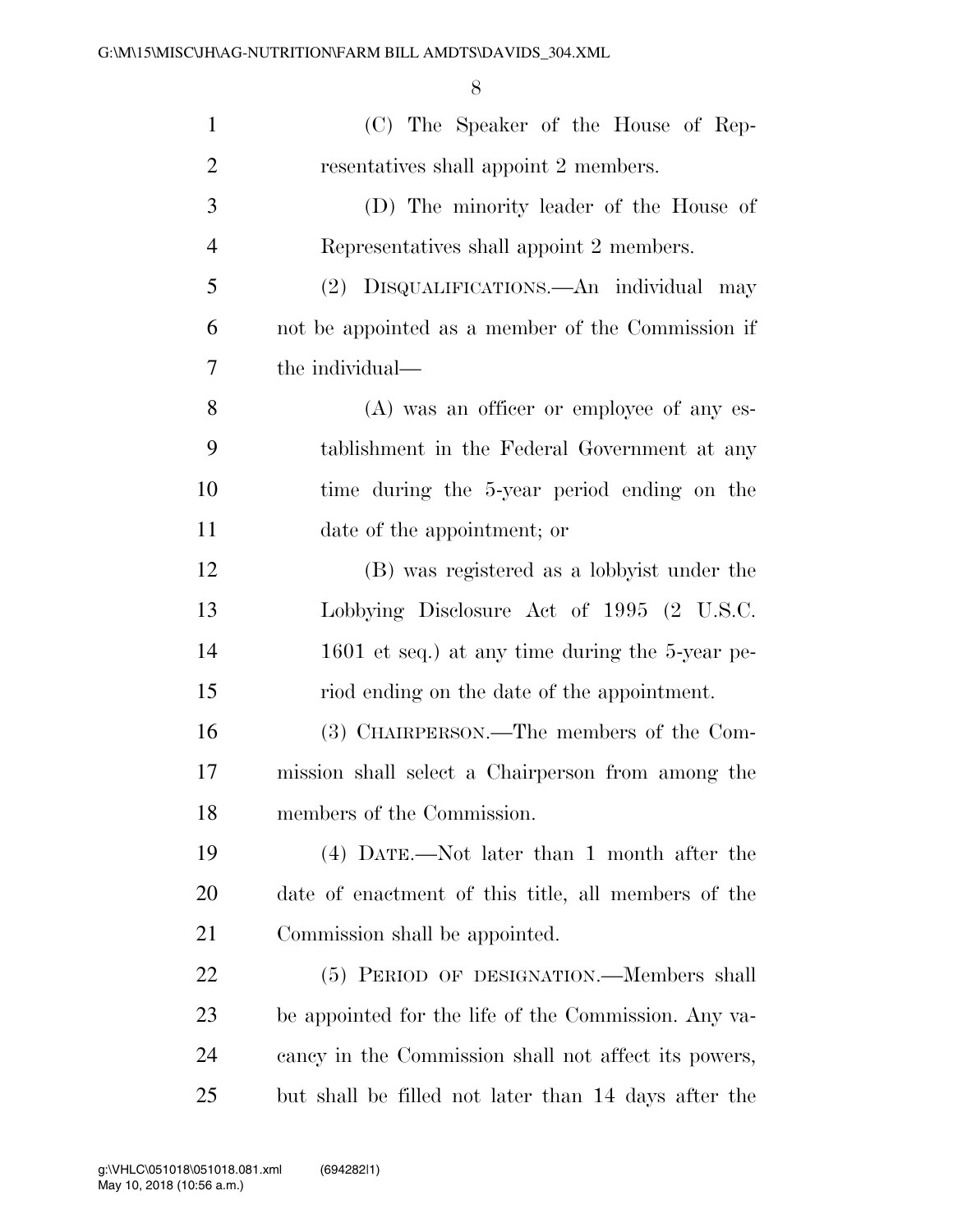(C) The Speaker of the House of Representatives shall appoint 2 members.

(D) The minority leader of the House of Representatives shall appoint 2 members.

(2) DISQUALIFICATIONS.—An individual may not be appointed as a member of the Commission if the individual—

(A) was an officer or employee of any establishment in the Federal Government at any time during the 5-year period ending on the date of the appointment; or

(B) was registered as a lobbyist under the Lobbying Disclosure Act of 1995 (2 U.S.C. 1601 et seq.) at any time during the 5-year period ending on the date of the appointment.

(3) CHAIRPERSON.—The members of the Commission shall select a Chairperson from among the members of the Commission.

(4) DATE.—Not later than 1 month after the date of enactment of this title, all members of the Commission shall be appointed.

(5) PERIOD OF DESIGNATION.—Members shall be appointed for the life of the Commission. Any vacancy in the Commission shall not affect its powers, but shall be filled not later than 14 days after the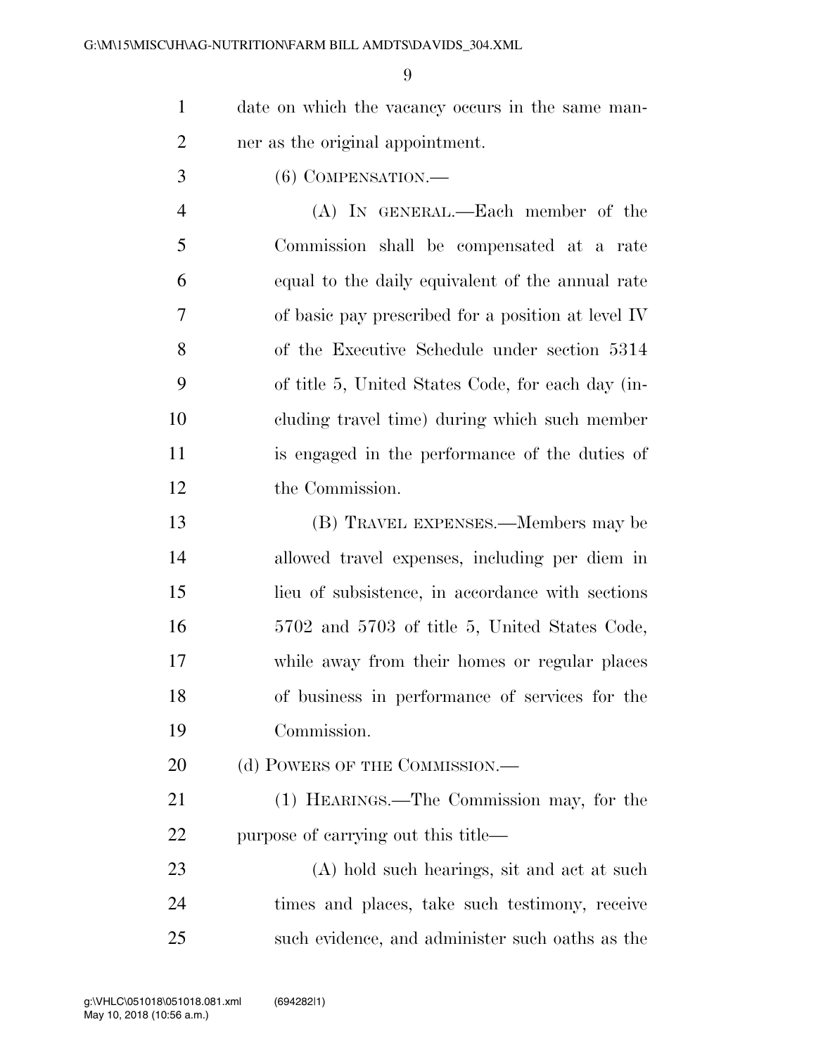date on which the vacancy occurs in the same manner as the original appointment.

(6) COMPENSATION.—

(A) IN GENERAL.—Each member of the Commission shall be compensated at a rate equal to the daily equivalent of the annual rate of basic pay prescribed for a position at level IV of the Executive Schedule under section 5314 of title 5, United States Code, for each day (including travel time) during which such member is engaged in the performance of the duties of the Commission.

(B) TRAVEL EXPENSES.—Members may be allowed travel expenses, including per diem in lieu of subsistence, in accordance with sections 5702 and 5703 of title 5, United States Code, while away from their homes or regular places of business in performance of services for the Commission.

(d) POWERS OF THE COMMISSION.—

(1) HEARINGS.—The Commission may, for the purpose of carrying out this title—

(A) hold such hearings, sit and act at such times and places, take such testimony, receive such evidence, and administer such oaths as the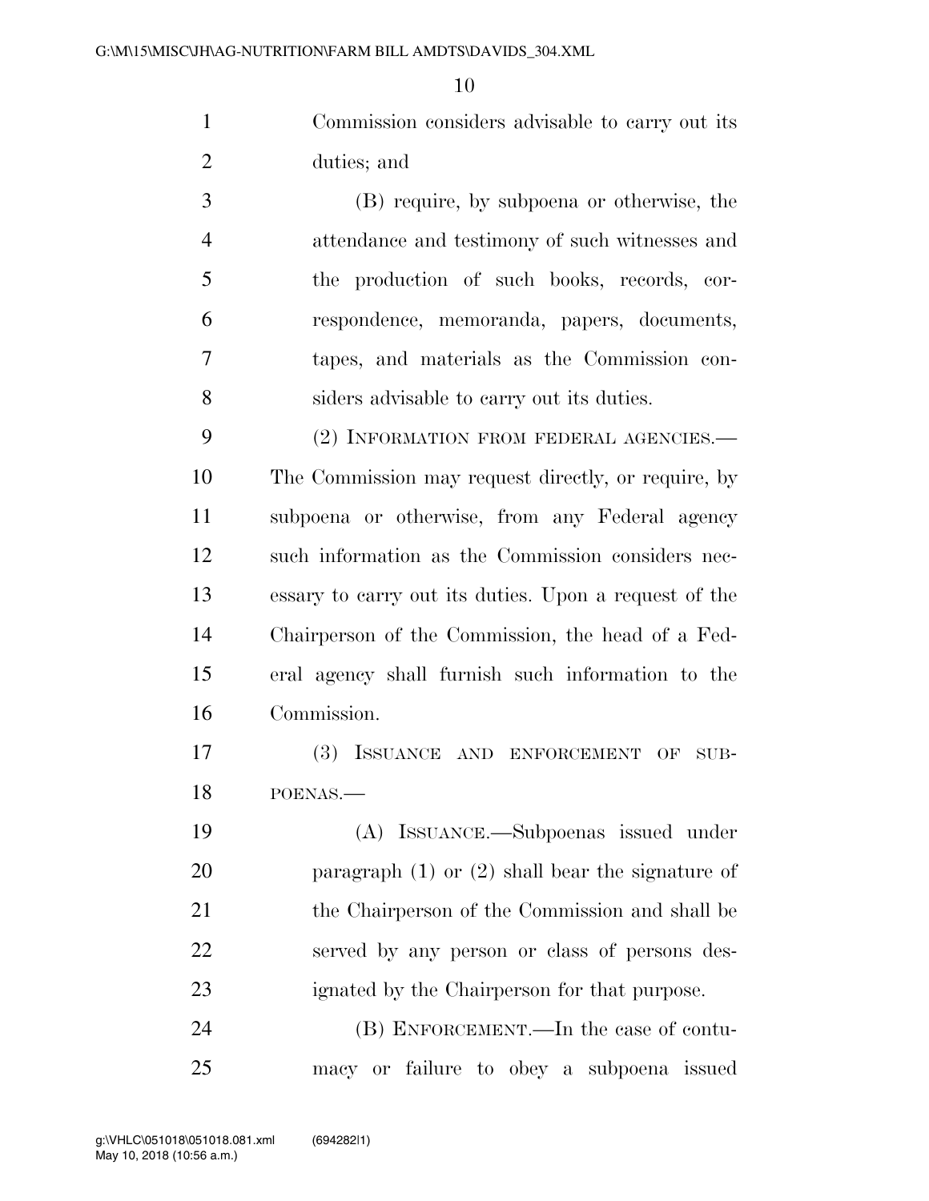Commission considers advisable to carry out its duties; and

(B) require, by subpoena or otherwise, the attendance and testimony of such witnesses and the production of such books, records, correspondence, memoranda, papers, documents, tapes, and materials as the Commission considers advisable to carry out its duties.

(2) INFORMATION FROM FEDERAL AGENCIES.—The Commission may request directly, or require, by subpoena or otherwise, from any Federal agency such information as the Commission considers necessary to carry out its duties. Upon a request of the Chairperson of the Commission, the head of a Federal agency shall furnish such information to the Commission.

(3) ISSUANCE AND ENFORCEMENT OF SUBPOENAS.—

(A) ISSUANCE.—Subpoenas issued under paragraph (1) or (2) shall bear the signature of the Chairperson of the Commission and shall be served by any person or class of persons designated by the Chairperson for that purpose.

(B) ENFORCEMENT.—In the case of contumacy or failure to obey a subpoena issued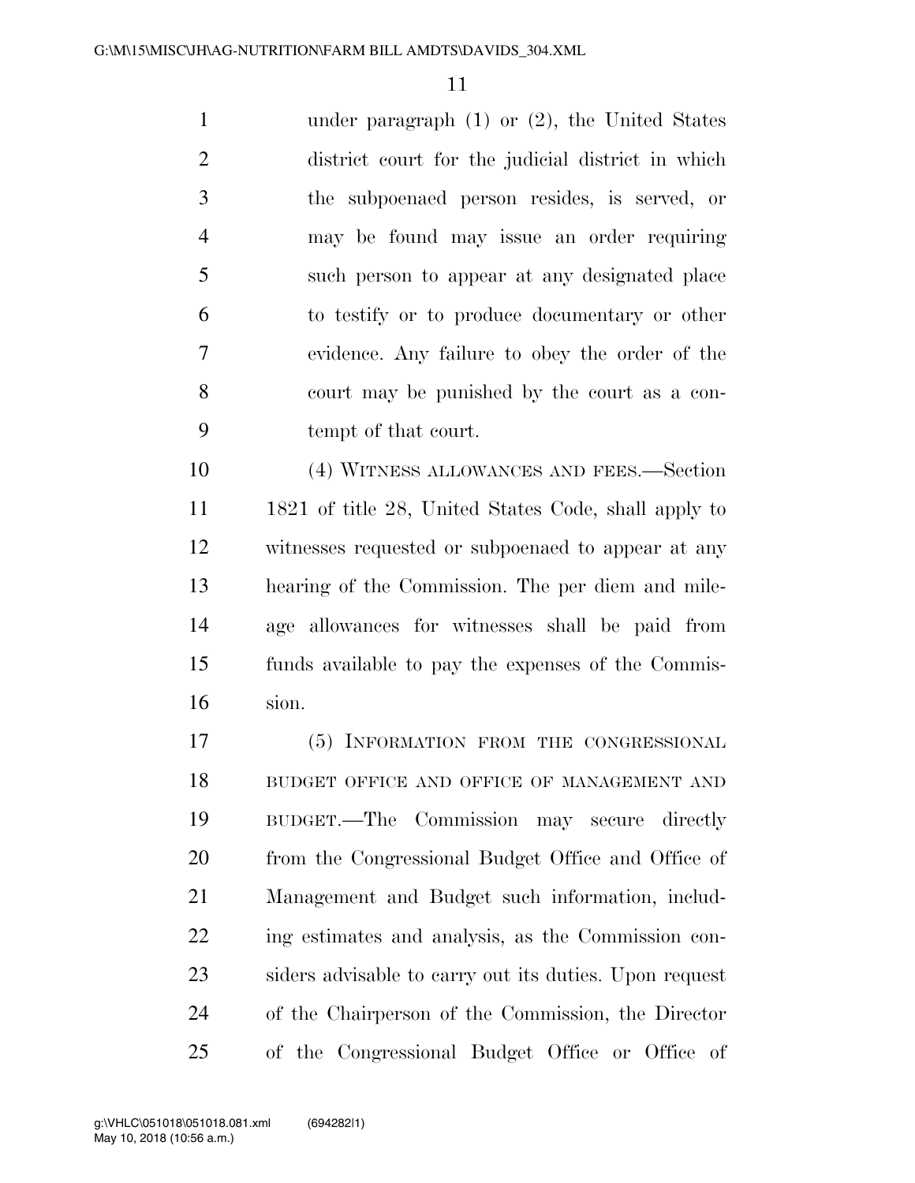under paragraph (1) or (2), the United States district court for the judicial district in which the subpoenaed person resides, is served, or may be found may issue an order requiring such person to appear at any designated place to testify or to produce documentary or other evidence. Any failure to obey the order of the court may be punished by the court as a contempt of that court.

(4) WITNESS ALLOWANCES AND FEES.—Section 1821 of title 28, United States Code, shall apply to witnesses requested or subpoenaed to appear at any hearing of the Commission. The per diem and mileage allowances for witnesses shall be paid from funds available to pay the expenses of the Commission.

(5) INFORMATION FROM THE CONGRESSIONAL BUDGET OFFICE AND OFFICE OF MANAGEMENT AND BUDGET.—The Commission may secure directly from the Congressional Budget Office and Office of Management and Budget such information, including estimates and analysis, as the Commission considers advisable to carry out its duties. Upon request of the Chairperson of the Commission, the Director of the Congressional Budget Office or Office of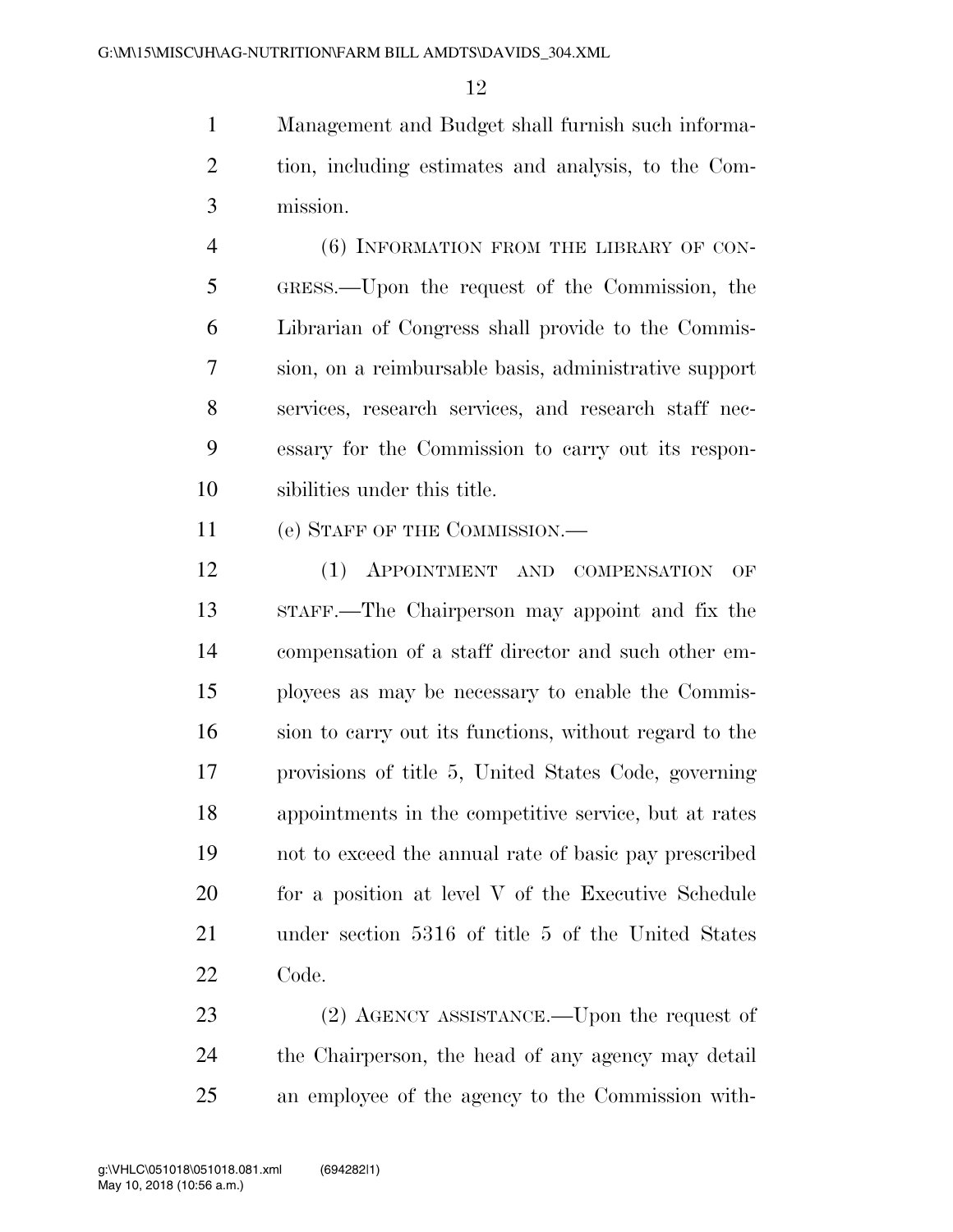Management and Budget shall furnish such information, including estimates and analysis, to the Commission.

(6) INFORMATION FROM THE LIBRARY OF CONGRESS.—Upon the request of the Commission, the Librarian of Congress shall provide to the Commission, on a reimbursable basis, administrative support services, research services, and research staff necessary for the Commission to carry out its responsibilities under this title.

(e) STAFF OF THE COMMISSION.—

(1) APPOINTMENT AND COMPENSATION OF STAFF.—The Chairperson may appoint and fix the compensation of a staff director and such other employees as may be necessary to enable the Commission to carry out its functions, without regard to the provisions of title 5, United States Code, governing appointments in the competitive service, but at rates not to exceed the annual rate of basic pay prescribed for a position at level V of the Executive Schedule under section 5316 of title 5 of the United States Code.

(2) AGENCY ASSISTANCE.—Upon the request of the Chairperson, the head of any agency may detail an employee of the agency to the Commission with-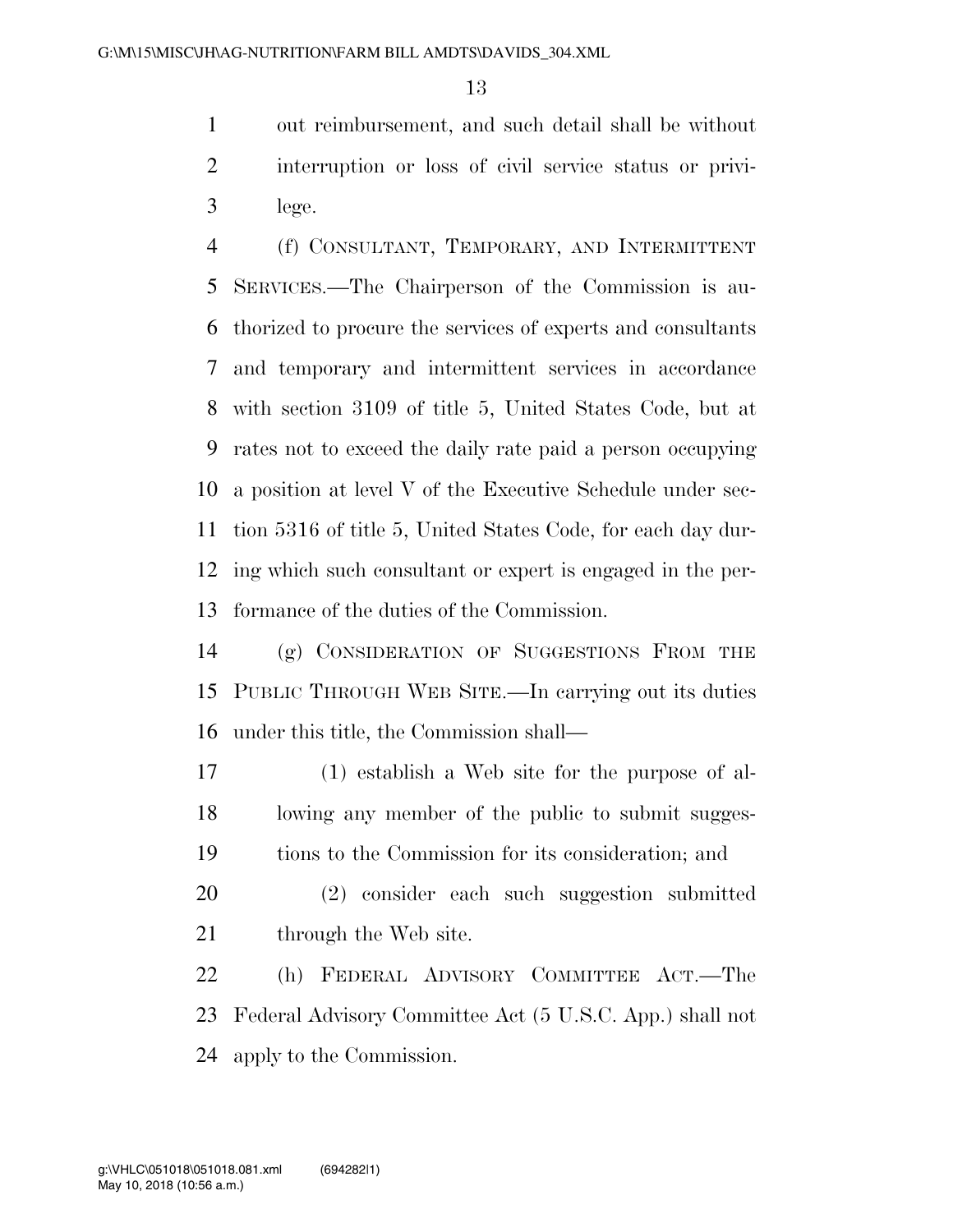out reimbursement, and such detail shall be without interruption or loss of civil service status or privilege.

(f) CONSULTANT, TEMPORARY, AND INTERMITTENT SERVICES.—The Chairperson of the Commission is authorized to procure the services of experts and consultants and temporary and intermittent services in accordance with section 3109 of title 5, United States Code, but at rates not to exceed the daily rate paid a person occupying a position at level V of the Executive Schedule under section 5316 of title 5, United States Code, for each day during which such consultant or expert is engaged in the performance of the duties of the Commission.

(g) CONSIDERATION OF SUGGESTIONS FROM THE PUBLIC THROUGH WEB SITE.—In carrying out its duties under this title, the Commission shall—

(1) establish a Web site for the purpose of allowing any member of the public to submit suggestions to the Commission for its consideration; and

(2) consider each such suggestion submitted through the Web site.

(h) FEDERAL ADVISORY COMMITTEE ACT.—The Federal Advisory Committee Act (5 U.S.C. App.) shall not apply to the Commission.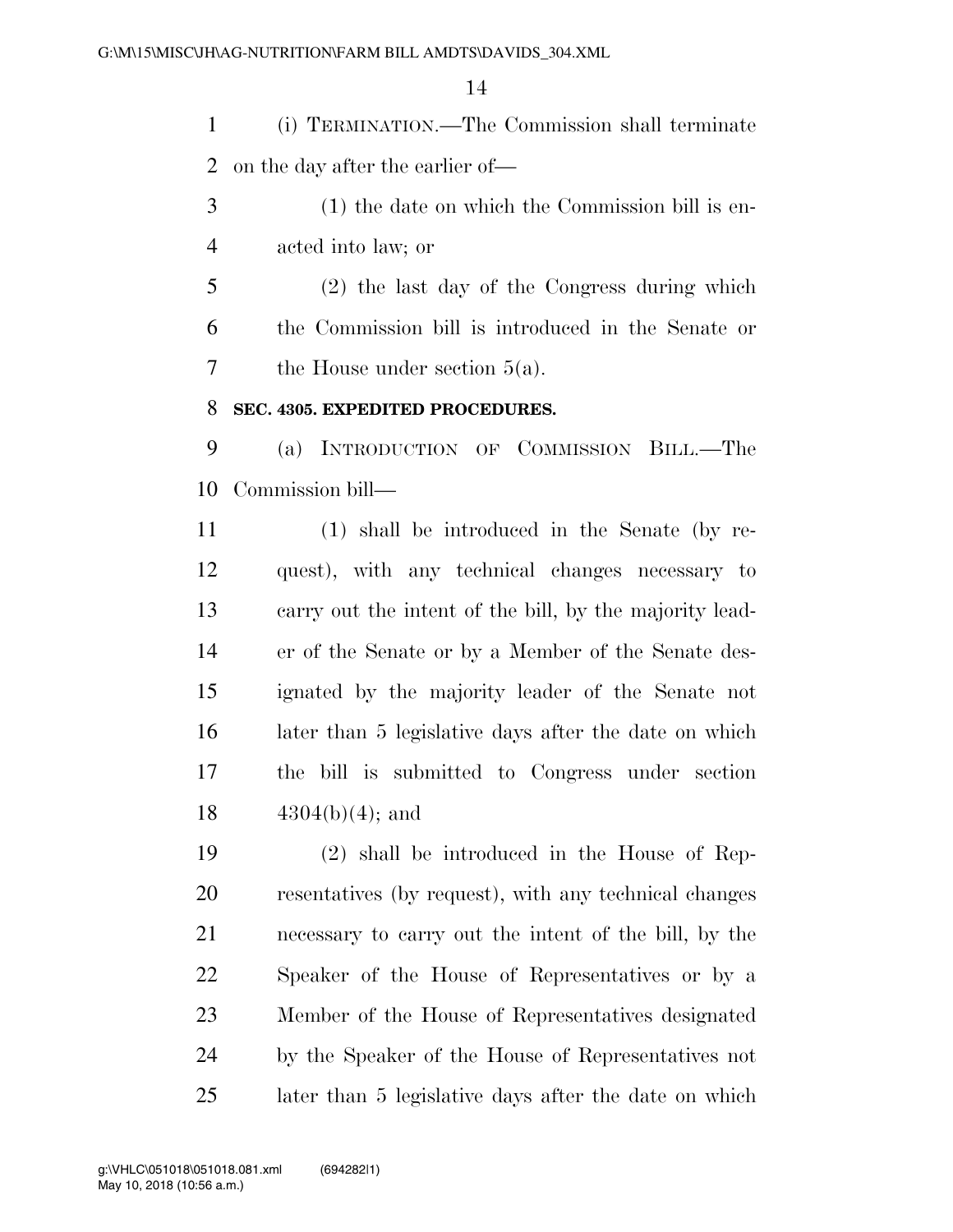(i) TERMINATION.—The Commission shall terminate on the day after the earlier of—

(1) the date on which the Commission bill is enacted into law; or

(2) the last day of the Congress during which the Commission bill is introduced in the Senate or the House under section 5(a).

**SEC. 4305. EXPEDITED PROCEDURES.**

(a) INTRODUCTION OF COMMISSION BILL.—The Commission bill—

(1) shall be introduced in the Senate (by request), with any technical changes necessary to carry out the intent of the bill, by the majority leader of the Senate or by a Member of the Senate designated by the majority leader of the Senate not later than 5 legislative days after the date on which the bill is submitted to Congress under section 4304(b)(4); and

(2) shall be introduced in the House of Representatives (by request), with any technical changes necessary to carry out the intent of the bill, by the Speaker of the House of Representatives or by a Member of the House of Representatives designated by the Speaker of the House of Representatives not later than 5 legislative days after the date on which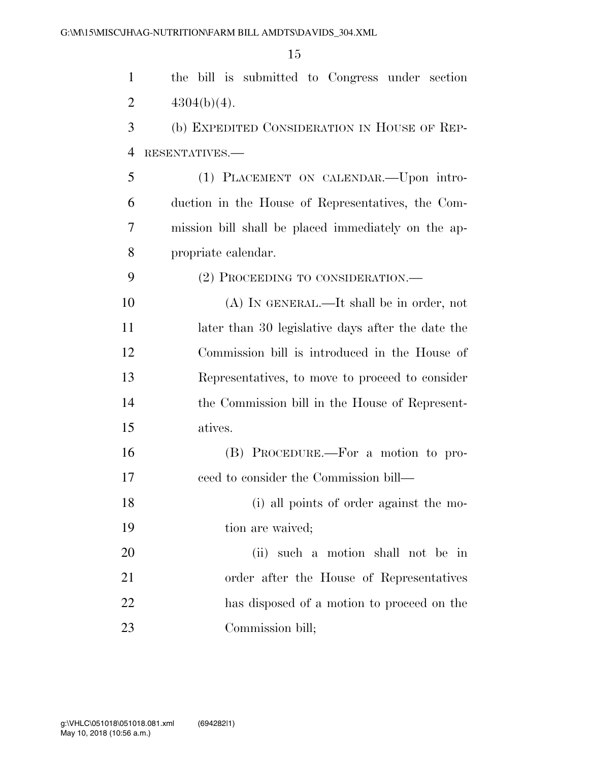the bill is submitted to Congress under section 4304(b)(4).

(b) EXPEDITED CONSIDERATION IN HOUSE OF REPRESENTATIVES.—

(1) PLACEMENT ON CALENDAR.—Upon introduction in the House of Representatives, the Commission bill shall be placed immediately on the appropriate calendar.

(2) PROCEEDING TO CONSIDERATION.—

(A) IN GENERAL.—It shall be in order, not later than 30 legislative days after the date the Commission bill is introduced in the House of Representatives, to move to proceed to consider the Commission bill in the House of Representatives.

(B) PROCEDURE.—For a motion to proceed to consider the Commission bill—

(i) all points of order against the motion are waived;

(ii) such a motion shall not be in order after the House of Representatives has disposed of a motion to proceed on the Commission bill;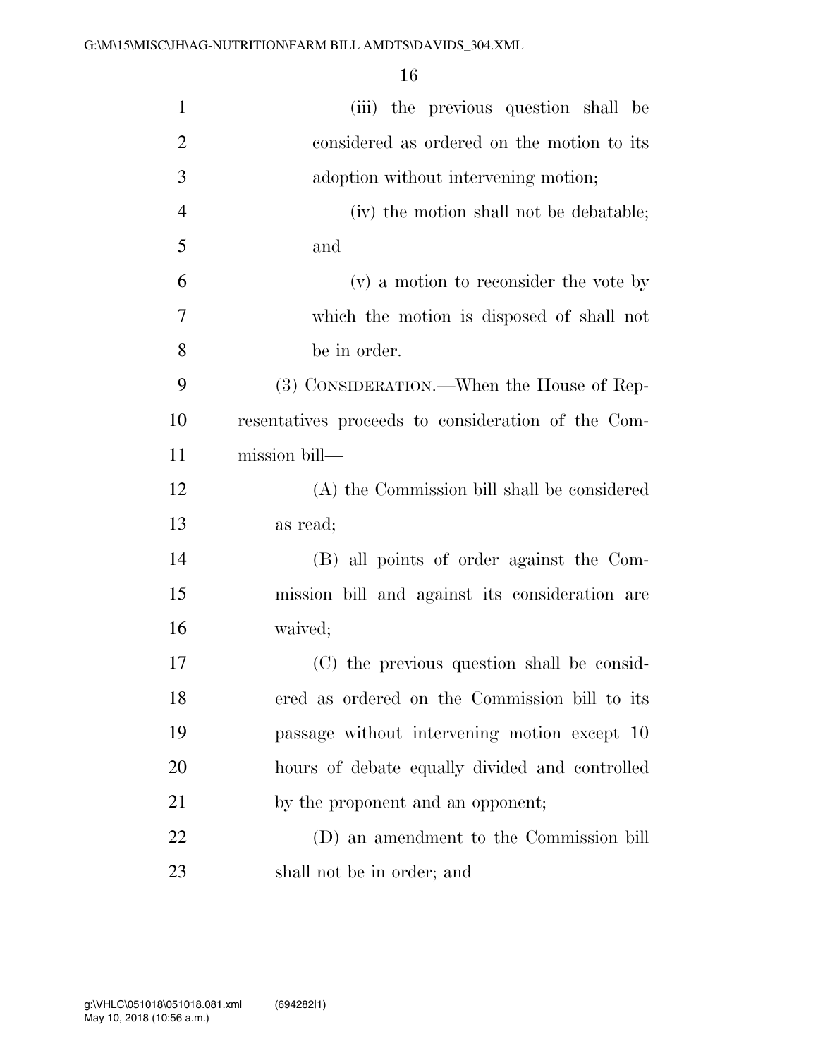(iii) the previous question shall be considered as ordered on the motion to its adoption without intervening motion;

(iv) the motion shall not be debatable; and

(v) a motion to reconsider the vote by which the motion is disposed of shall not be in order.

(3) CONSIDERATION.—When the House of Representatives proceeds to consideration of the Commission bill—

(A) the Commission bill shall be considered as read;

(B) all points of order against the Commission bill and against its consideration are waived;

(C) the previous question shall be considered as ordered on the Commission bill to its passage without intervening motion except 10 hours of debate equally divided and controlled by the proponent and an opponent;

(D) an amendment to the Commission bill shall not be in order; and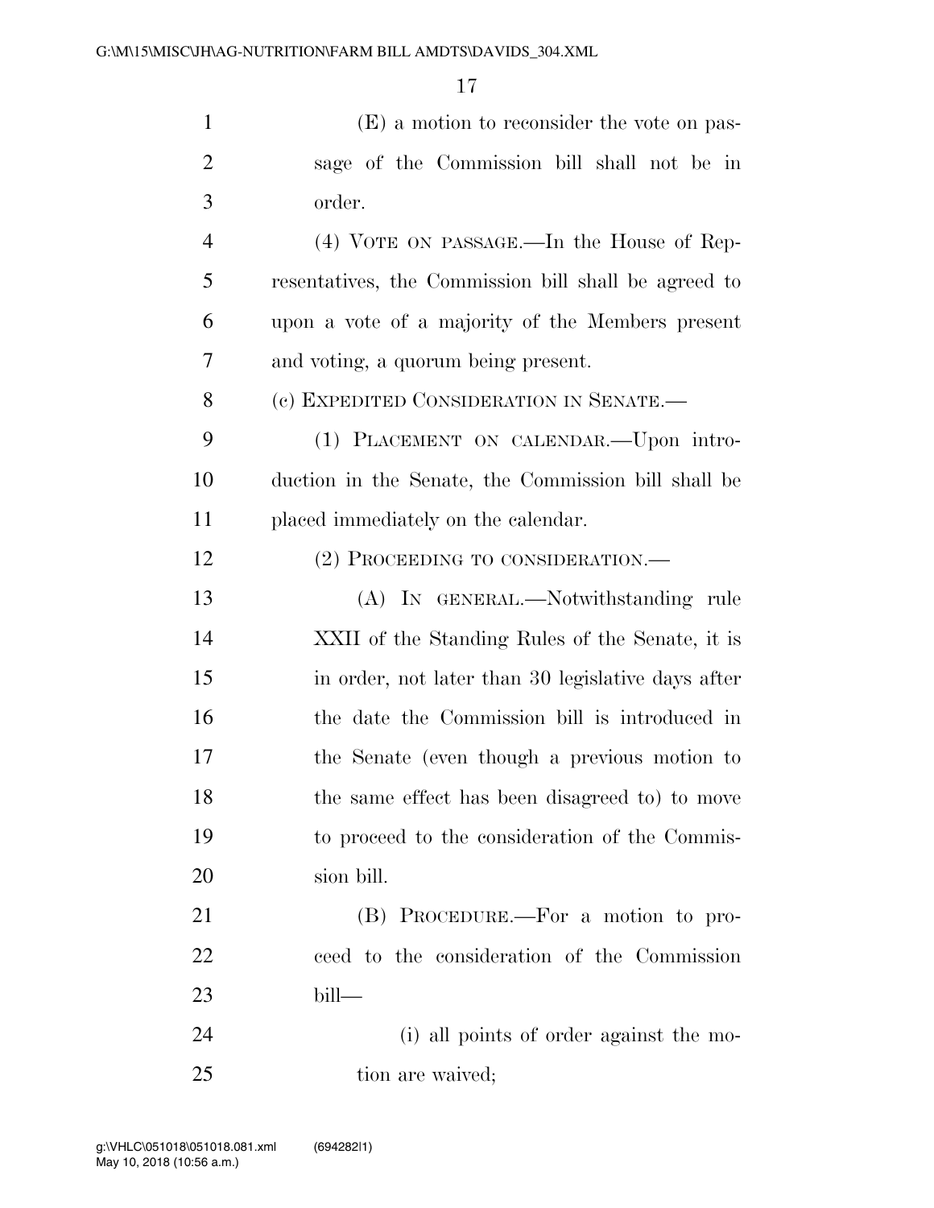(E) a motion to reconsider the vote on passage of the Commission bill shall not be in order.

(4) VOTE ON PASSAGE.—In the House of Representatives, the Commission bill shall be agreed to upon a vote of a majority of the Members present and voting, a quorum being present.

(c) EXPEDITED CONSIDERATION IN SENATE.—

(1) PLACEMENT ON CALENDAR.—Upon introduction in the Senate, the Commission bill shall be placed immediately on the calendar.

(2) PROCEEDING TO CONSIDERATION.—

(A) IN GENERAL.—Notwithstanding rule XXII of the Standing Rules of the Senate, it is in order, not later than 30 legislative days after the date the Commission bill is introduced in the Senate (even though a previous motion to the same effect has been disagreed to) to move to proceed to the consideration of the Commission bill.

(B) PROCEDURE.—For a motion to proceed to the consideration of the Commission bill—

(i) all points of order against the motion are waived;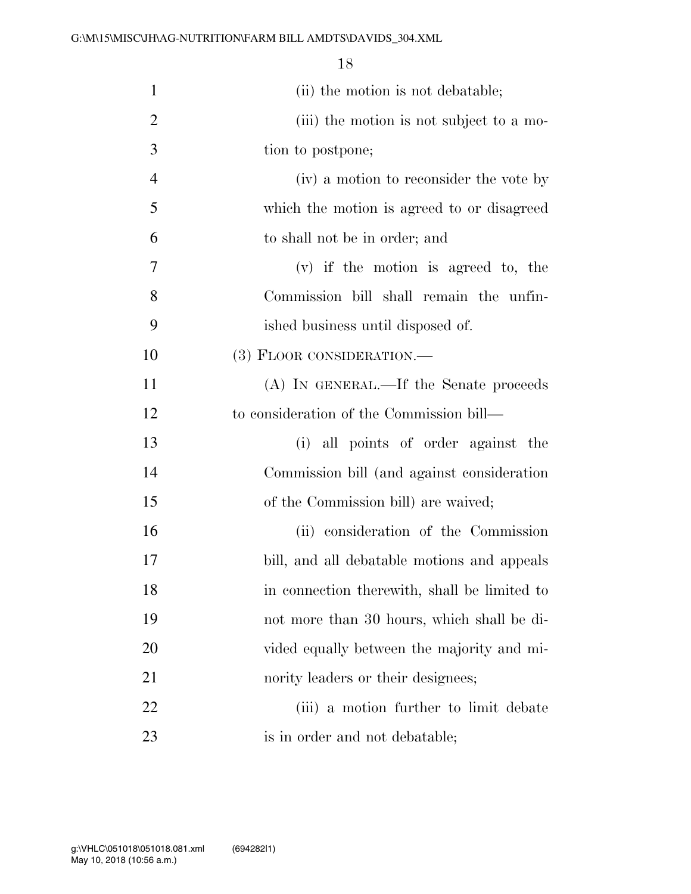(ii) the motion is not debatable;

(iii) the motion is not subject to a motion to postpone;

(iv) a motion to reconsider the vote by which the motion is agreed to or disagreed to shall not be in order; and

(v) if the motion is agreed to, the Commission bill shall remain the unfinished business until disposed of.

(3) FLOOR CONSIDERATION.—

(A) IN GENERAL.—If the Senate proceeds to consideration of the Commission bill—

(i) all points of order against the Commission bill (and against consideration of the Commission bill) are waived;

(ii) consideration of the Commission bill, and all debatable motions and appeals in connection therewith, shall be limited to not more than 30 hours, which shall be divided equally between the majority and minority leaders or their designees;

(iii) a motion further to limit debate is in order and not debatable;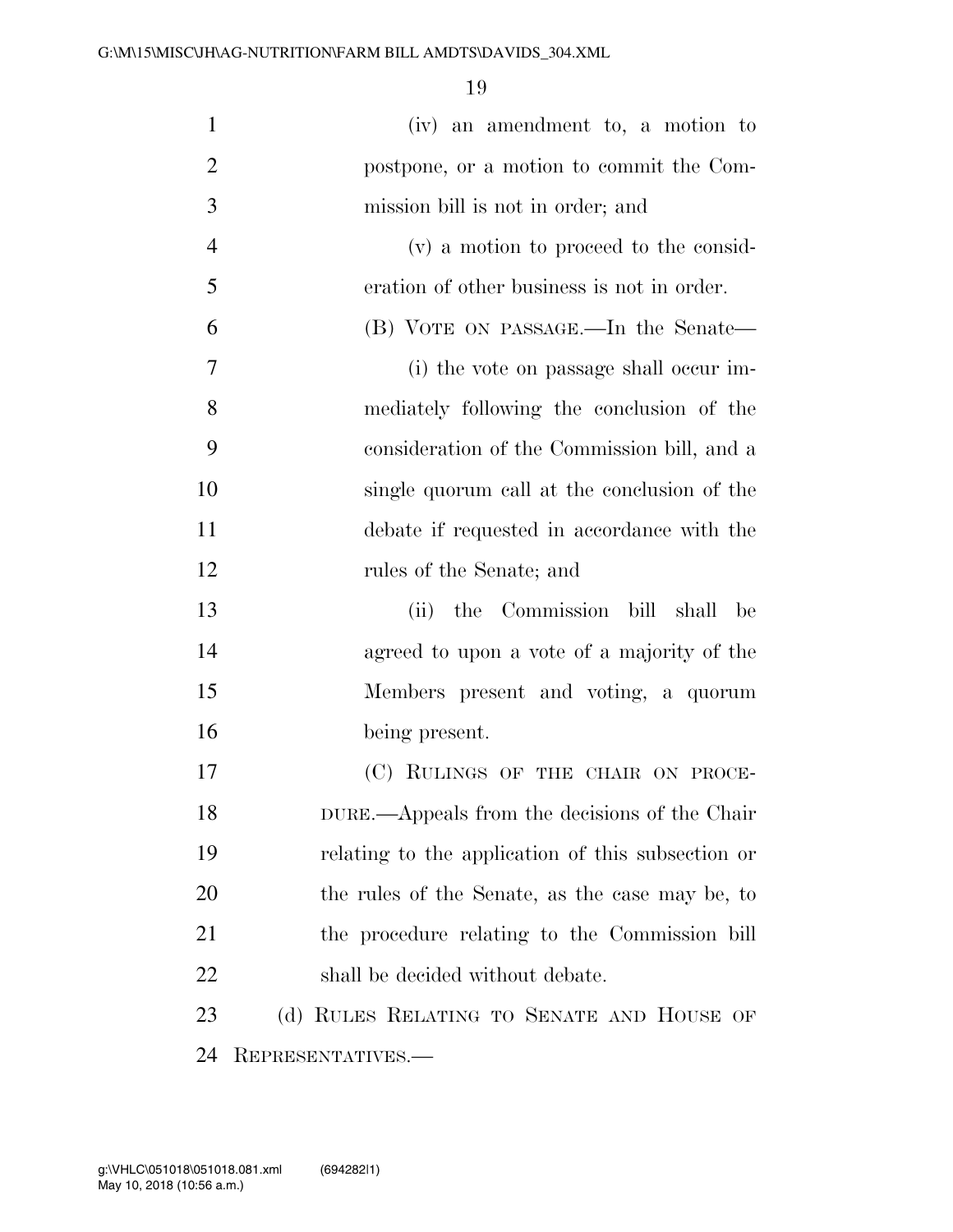(iv) an amendment to, a motion to postpone, or a motion to commit the Commission bill is not in order; and

(v) a motion to proceed to the consideration of other business is not in order.

(B) VOTE ON PASSAGE.—In the Senate—

(i) the vote on passage shall occur immediately following the conclusion of the consideration of the Commission bill, and a single quorum call at the conclusion of the debate if requested in accordance with the rules of the Senate; and

(ii) the Commission bill shall be agreed to upon a vote of a majority of the Members present and voting, a quorum being present.

(C) RULINGS OF THE CHAIR ON PROCEDURE.—Appeals from the decisions of the Chair relating to the application of this subsection or the rules of the Senate, as the case may be, to the procedure relating to the Commission bill shall be decided without debate.

(d) RULES RELATING TO SENATE AND HOUSE OF REPRESENTATIVES.—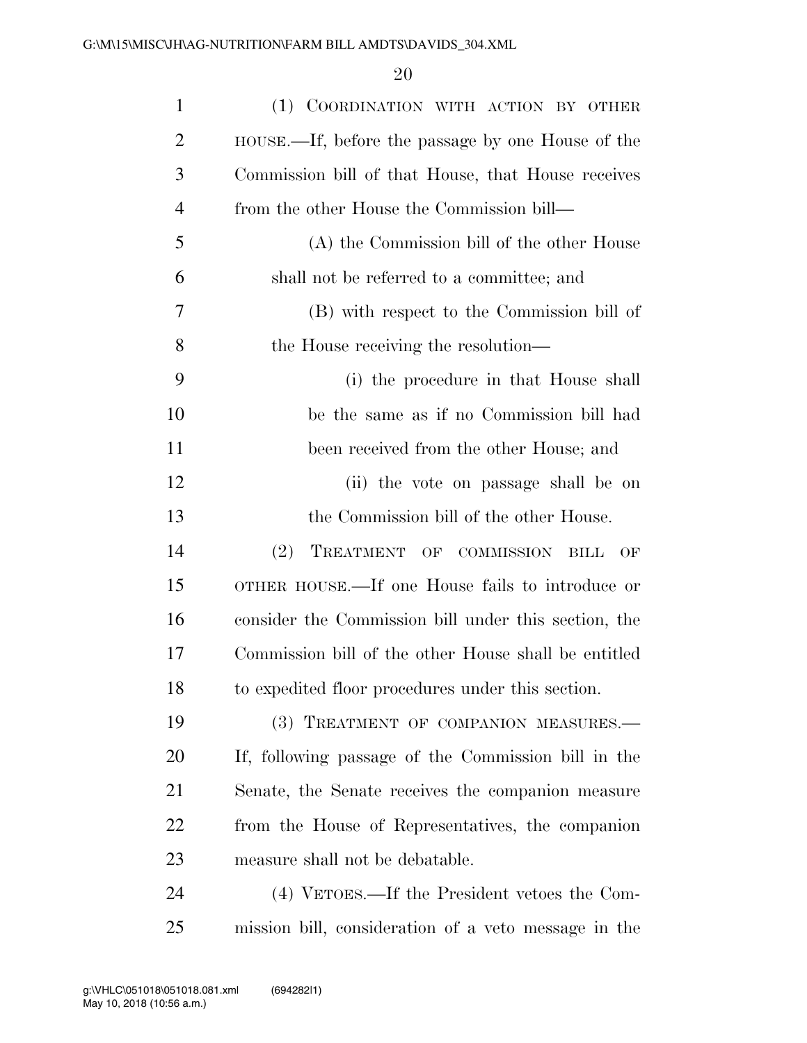(1) COORDINATION WITH ACTION BY OTHER HOUSE.—If, before the passage by one House of the Commission bill of that House, that House receives from the other House the Commission bill—

(A) the Commission bill of the other House shall not be referred to a committee; and

(B) with respect to the Commission bill of the House receiving the resolution—

(i) the procedure in that House shall be the same as if no Commission bill had been received from the other House; and

(ii) the vote on passage shall be on the Commission bill of the other House.

(2) TREATMENT OF COMMISSION BILL OF OTHER HOUSE.—If one House fails to introduce or consider the Commission bill under this section, the Commission bill of the other House shall be entitled to expedited floor procedures under this section.

(3) TREATMENT OF COMPANION MEASURES.—If, following passage of the Commission bill in the Senate, the Senate receives the companion measure from the House of Representatives, the companion measure shall not be debatable.

(4) VETOES.—If the President vetoes the Commission bill, consideration of a veto message in the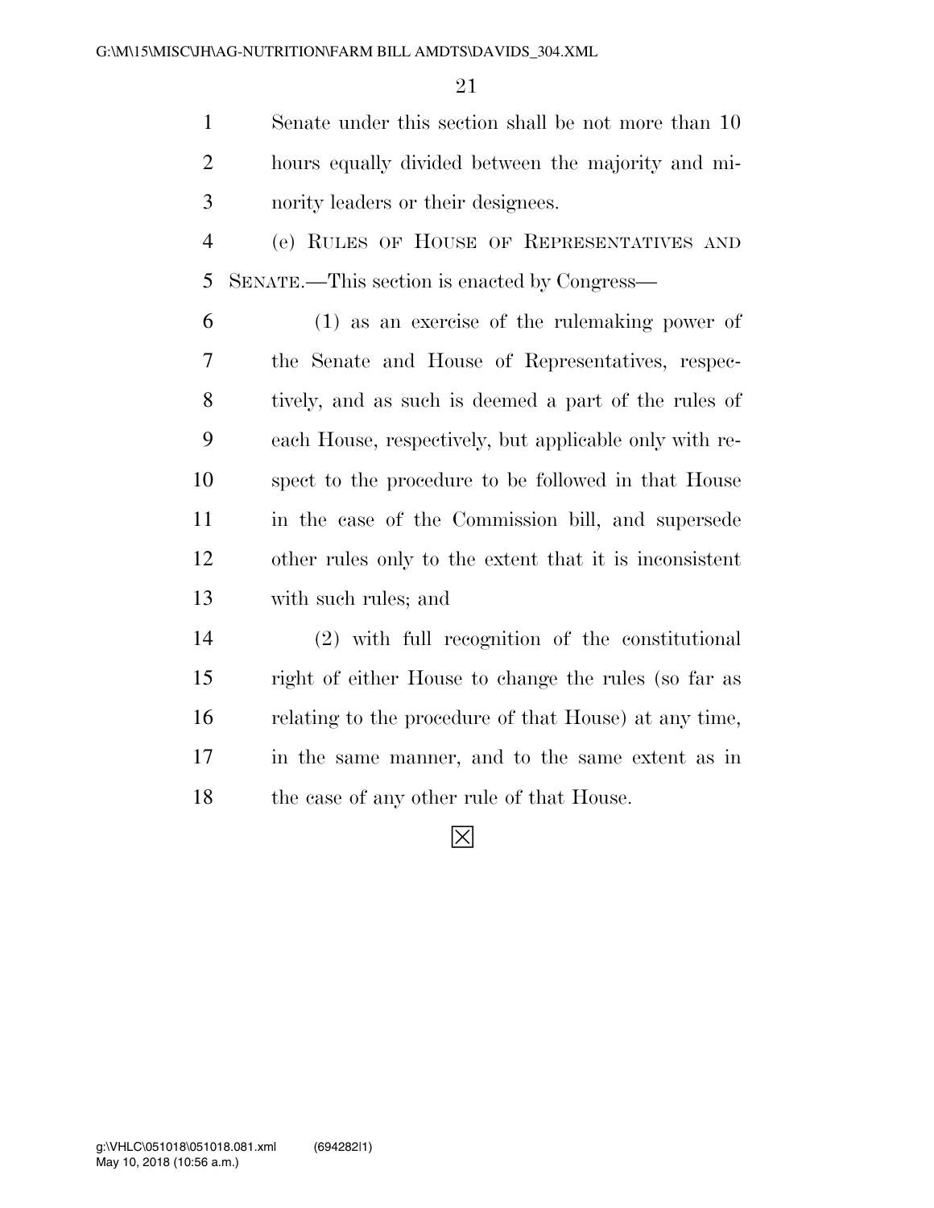Senate under this section shall be not more than 10 hours equally divided between the majority and minority leaders or their designees.

(e) RULES OF HOUSE OF REPRESENTATIVES AND SENATE.—This section is enacted by Congress—

(1) as an exercise of the rulemaking power of the Senate and House of Representatives, respectively, and as such is deemed a part of the rules of each House, respectively, but applicable only with respect to the procedure to be followed in that House in the case of the Commission bill, and supersede other rules only to the extent that it is inconsistent with such rules; and

(2) with full recognition of the constitutional right of either House to change the rules (so far as relating to the procedure of that House) at any time, in the same manner, and to the same extent as in the case of any other rule of that House.

☒